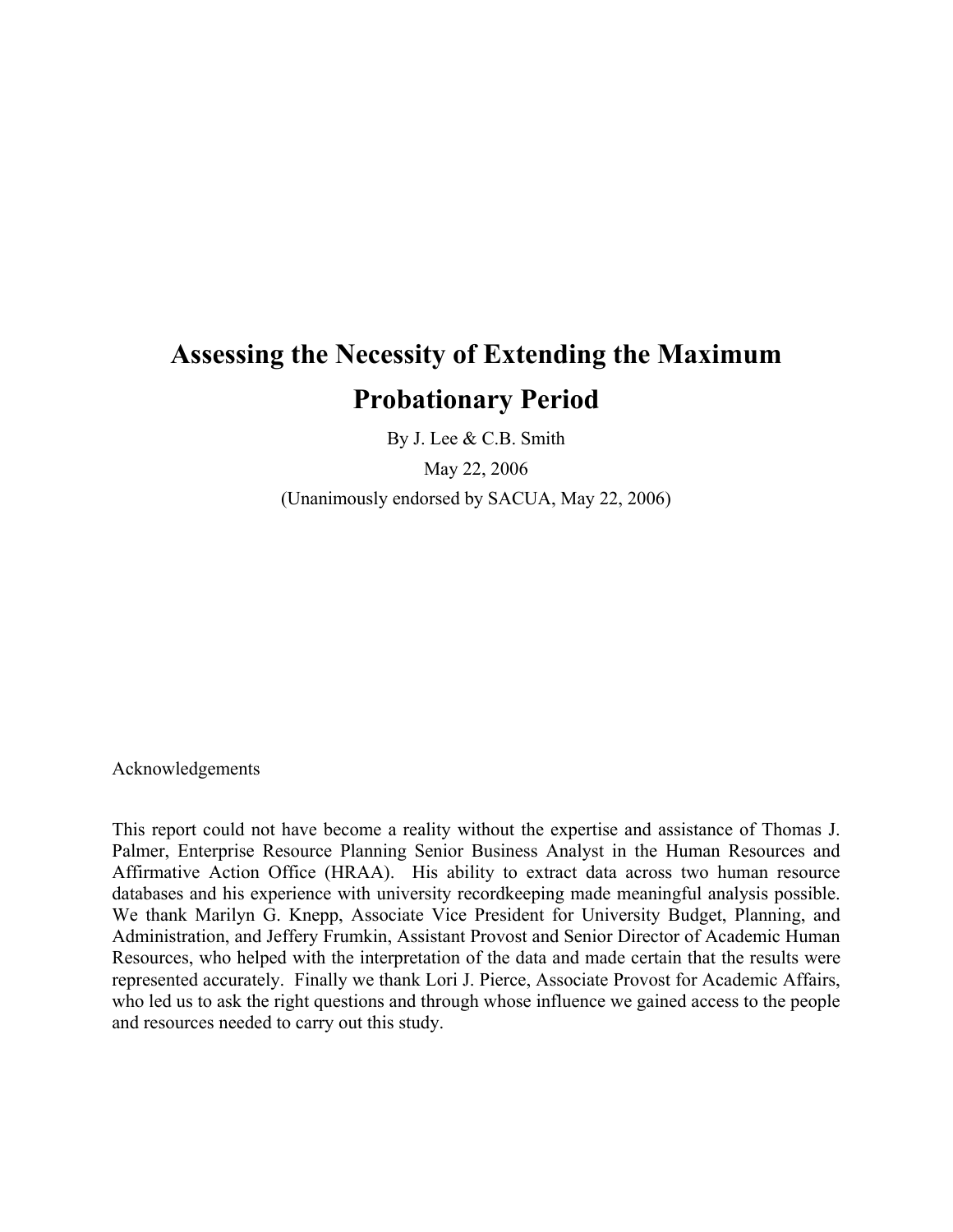# Assessing the Necessity of Extending the Maximum Probationary Period

By J. Lee & C.B. Smith

May 22, 2006

(Unanimously endorsed by SACUA, May 22, 2006)

Acknowledgements

This report could not have become a reality without the expertise and assistance of Thomas J. Palmer, Enterprise Resource Planning Senior Business Analyst in the Human Resources and Affirmative Action Office (HRAA). His ability to extract data across two human resource databases and his experience with university recordkeeping made meaningful analysis possible. We thank Marilyn G. Knepp, Associate Vice President for University Budget, Planning, and Administration, and Jeffery Frumkin, Assistant Provost and Senior Director of Academic Human Resources, who helped with the interpretation of the data and made certain that the results were represented accurately. Finally we thank Lori J. Pierce, Associate Provost for Academic Affairs, who led us to ask the right questions and through whose influence we gained access to the people and resources needed to carry out this study.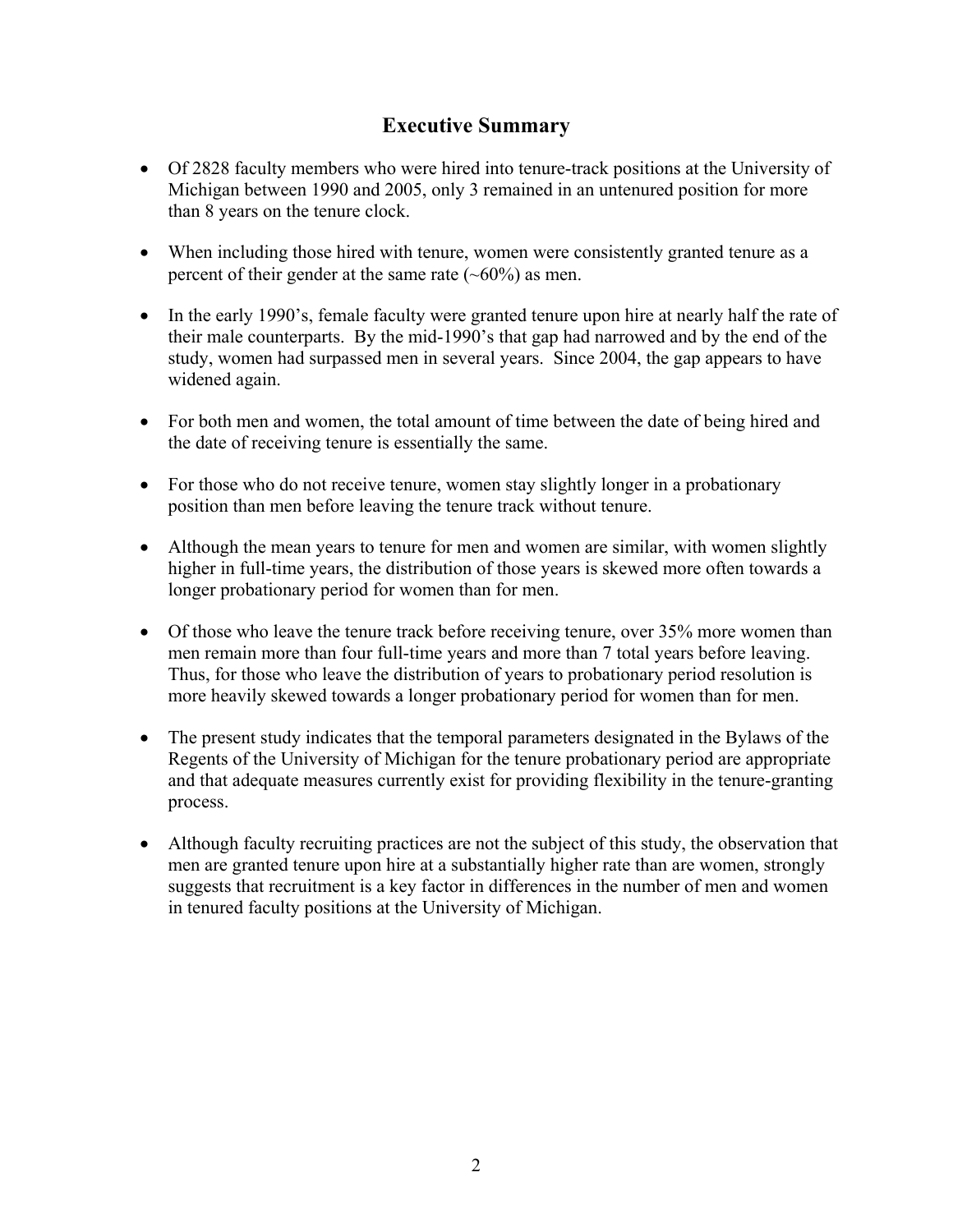## Executive Summary

- Of 2828 faculty members who were hired into tenure-track positions at the University of Michigan between 1990 and 2005, only 3 remained in an untenured position for more than 8 years on the tenure clock.
- When including those hired with tenure, women were consistently granted tenure as a percent of their gender at the same rate (~60%) as men.
- In the early 1990's, female faculty were granted tenure upon hire at nearly half the rate of their male counterparts. By the mid-1990's that gap had narrowed and by the end of the study, women had surpassed men in several years. Since 2004, the gap appears to have widened again.
- For both men and women, the total amount of time between the date of being hired and the date of receiving tenure is essentially the same.
- For those who do not receive tenure, women stay slightly longer in a probationary position than men before leaving the tenure track without tenure.
- Although the mean years to tenure for men and women are similar, with women slightly higher in full-time years, the distribution of those years is skewed more often towards a longer probationary period for women than for men.
- Of those who leave the tenure track before receiving tenure, over 35% more women than men remain more than four full-time years and more than 7 total years before leaving. Thus, for those who leave the distribution of years to probationary period resolution is more heavily skewed towards a longer probationary period for women than for men.
- The present study indicates that the temporal parameters designated in the Bylaws of the Regents of the University of Michigan for the tenure probationary period are appropriate and that adequate measures currently exist for providing flexibility in the tenure-granting process.
- Although faculty recruiting practices are not the subject of this study, the observation that men are granted tenure upon hire at a substantially higher rate than are women, strongly suggests that recruitment is a key factor in differences in the number of men and women in tenured faculty positions at the University of Michigan.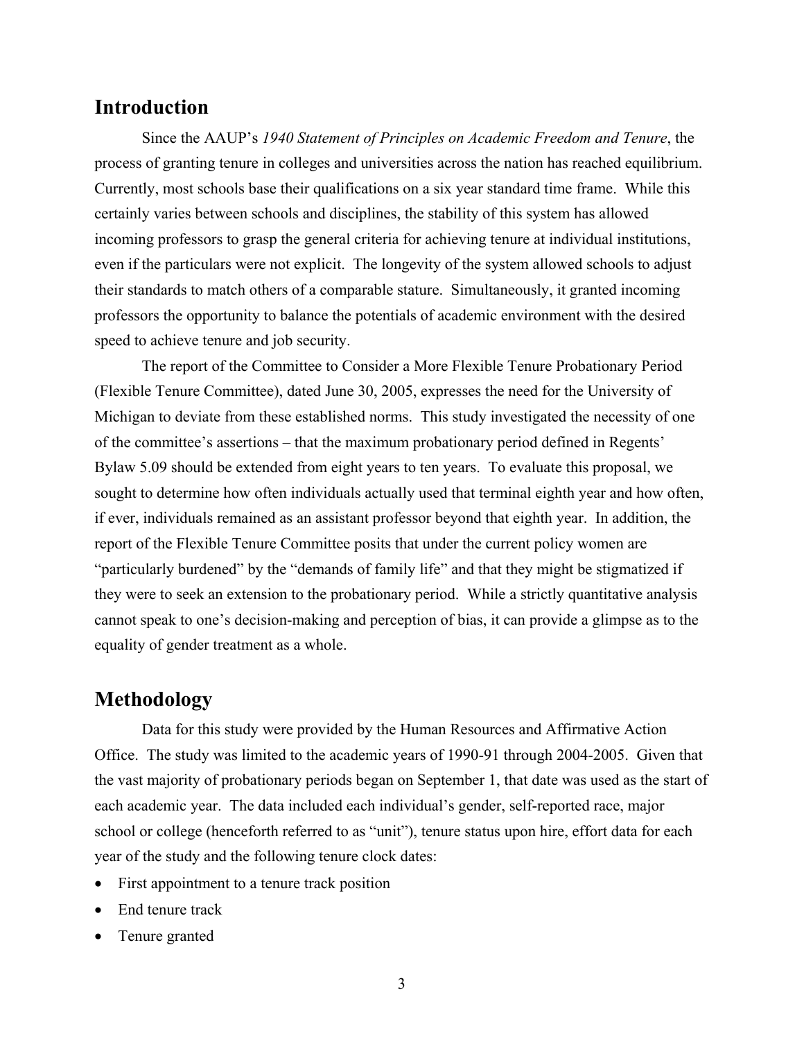## Introduction

Since the AAUP's *1940 Statement of Principles on Academic Freedom and Tenure*, the process of granting tenure in colleges and universities across the nation has reached equilibrium. Currently, most schools base their qualifications on a six year standard time frame. While this certainly varies between schools and disciplines, the stability of this system has allowed incoming professors to grasp the general criteria for achieving tenure at individual institutions, even if the particulars were not explicit. The longevity of the system allowed schools to adjust their standards to match others of a comparable stature. Simultaneously, it granted incoming professors the opportunity to balance the potentials of academic environment with the desired speed to achieve tenure and job security.

The report of the Committee to Consider a More Flexible Tenure Probationary Period (Flexible Tenure Committee), dated June 30, 2005, expresses the need for the University of Michigan to deviate from these established norms. This study investigated the necessity of one of the committee's assertions – that the maximum probationary period defined in Regents' Bylaw 5.09 should be extended from eight years to ten years. To evaluate this proposal, we sought to determine how often individuals actually used that terminal eighth year and how often, if ever, individuals remained as an assistant professor beyond that eighth year. In addition, the report of the Flexible Tenure Committee posits that under the current policy women are "particularly burdened" by the "demands of family life" and that they might be stigmatized if they were to seek an extension to the probationary period. While a strictly quantitative analysis cannot speak to one's decision-making and perception of bias, it can provide a glimpse as to the equality of gender treatment as a whole.

## Methodology

Data for this study were provided by the Human Resources and Affirmative Action Office. The study was limited to the academic years of 1990-91 through 2004-2005. Given that the vast majority of probationary periods began on September 1, that date was used as the start of each academic year. The data included each individual's gender, self-reported race, major school or college (henceforth referred to as "unit"), tenure status upon hire, effort data for each year of the study and the following tenure clock dates:

- First appointment to a tenure track position
- End tenure track
- Tenure granted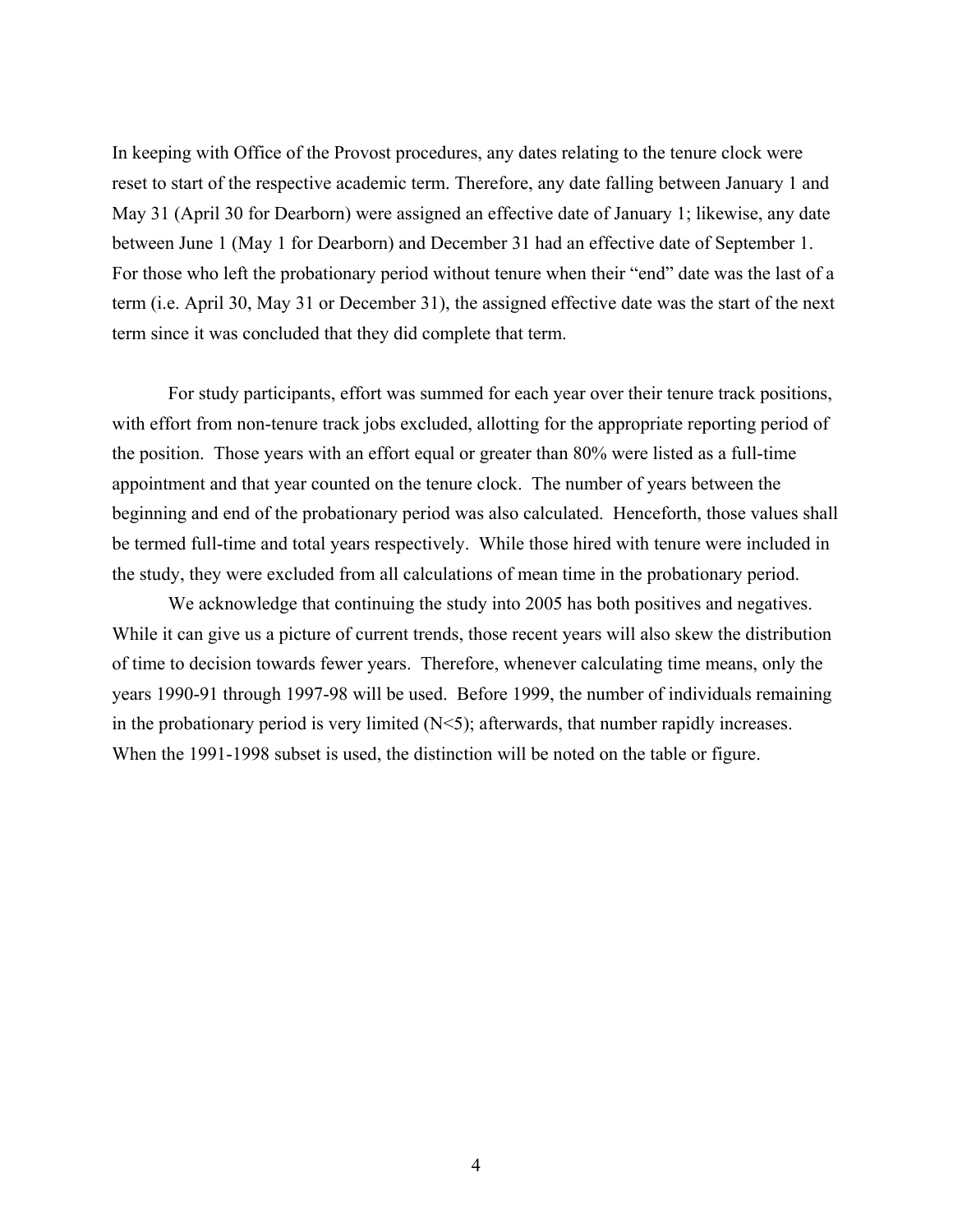In keeping with Office of the Provost procedures, any dates relating to the tenure clock were reset to start of the respective academic term. Therefore, any date falling between January 1 and May 31 (April 30 for Dearborn) were assigned an effective date of January 1; likewise, any date between June 1 (May 1 for Dearborn) and December 31 had an effective date of September 1. For those who left the probationary period without tenure when their "end" date was the last of a term (i.e. April 30, May 31 or December 31), the assigned effective date was the start of the next term since it was concluded that they did complete that term.

For study participants, effort was summed for each year over their tenure track positions, with effort from non-tenure track jobs excluded, allotting for the appropriate reporting period of the position. Those years with an effort equal or greater than 80% were listed as a full-time appointment and that year counted on the tenure clock. The number of years between the beginning and end of the probationary period was also calculated. Henceforth, those values shall be termed full-time and total years respectively. While those hired with tenure were included in the study, they were excluded from all calculations of mean time in the probationary period.

We acknowledge that continuing the study into 2005 has both positives and negatives. While it can give us a picture of current trends, those recent years will also skew the distribution of time to decision towards fewer years. Therefore, whenever calculating time means, only the years 1990-91 through 1997-98 will be used. Before 1999, the number of individuals remaining in the probationary period is very limited (N<5); afterwards, that number rapidly increases. When the 1991-1998 subset is used, the distinction will be noted on the table or figure.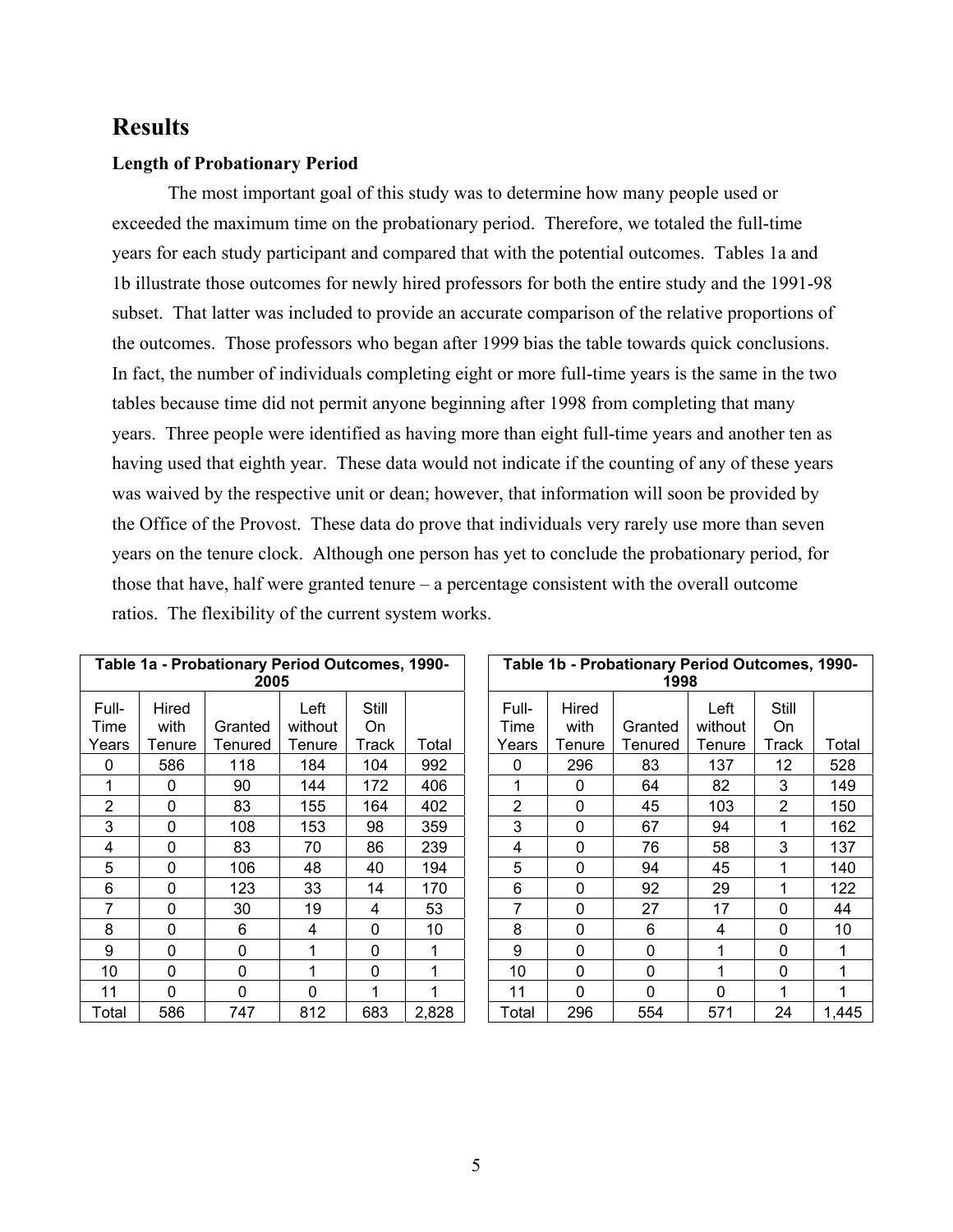# Results

### Length of Probationary Period

The most important goal of this study was to determine how many people used or exceeded the maximum time on the probationary period. Therefore, we totaled the full-time years for each study participant and compared that with the potential outcomes. Tables 1a and 1b illustrate those outcomes for newly hired professors for both the entire study and the 1991-98 subset. That latter was included to provide an accurate comparison of the relative proportions of the outcomes. Those professors who began after 1999 bias the table towards quick conclusions. In fact, the number of individuals completing eight or more full-time years is the same in the two tables because time did not permit anyone beginning after 1998 from completing that many years. Three people were identified as having more than eight full-time years and another ten as having used that eighth year. These data would not indicate if the counting of any of these years was waived by the respective unit or dean; however, that information will soon be provided by the Office of the Provost. These data do prove that individuals very rarely use more than seven years on the tenure clock. Although one person has yet to conclude the probationary period, for those that have, half were granted tenure – a percentage consistent with the overall outcome ratios. The flexibility of the current system works.

**Table 1a - Probationary Period Outcomes, 1990-2005**

| Full-Time Years | Hired with Tenure | Granted Tenured | Left without Tenure | Still On Track | Total |
|---|---|---|---|---|---|
| 0 | 586 | 118 | 184 | 104 | 992 |
| 1 | 0 | 90 | 144 | 172 | 406 |
| 2 | 0 | 83 | 155 | 164 | 402 |
| 3 | 0 | 108 | 153 | 98 | 359 |
| 4 | 0 | 83 | 70 | 86 | 239 |
| 5 | 0 | 106 | 48 | 40 | 194 |
| 6 | 0 | 123 | 33 | 14 | 170 |
| 7 | 0 | 30 | 19 | 4 | 53 |
| 8 | 0 | 6 | 4 | 0 | 10 |
| 9 | 0 | 0 | 1 | 0 | 1 |
| 10 | 0 | 0 | 1 | 0 | 1 |
| 11 | 0 | 0 | 0 | 1 | 1 |
| Total | 586 | 747 | 812 | 683 | 2,828 |

**Table 1b - Probationary Period Outcomes, 1990-1998**

| Full-Time Years | Hired with Tenure | Granted Tenured | Left without Tenure | Still On Track | Total |
|---|---|---|---|---|---|
| 0 | 296 | 83 | 137 | 12 | 528 |
| 1 | 0 | 64 | 82 | 3 | 149 |
| 2 | 0 | 45 | 103 | 2 | 150 |
| 3 | 0 | 67 | 94 | 1 | 162 |
| 4 | 0 | 76 | 58 | 3 | 137 |
| 5 | 0 | 94 | 45 | 1 | 140 |
| 6 | 0 | 92 | 29 | 1 | 122 |
| 7 | 0 | 27 | 17 | 0 | 44 |
| 8 | 0 | 6 | 4 | 0 | 10 |
| 9 | 0 | 0 | 1 | 0 | 1 |
| 10 | 0 | 0 | 1 | 0 | 1 |
| 11 | 0 | 0 | 0 | 1 | 1 |
| Total | 296 | 554 | 571 | 24 | 1,445 |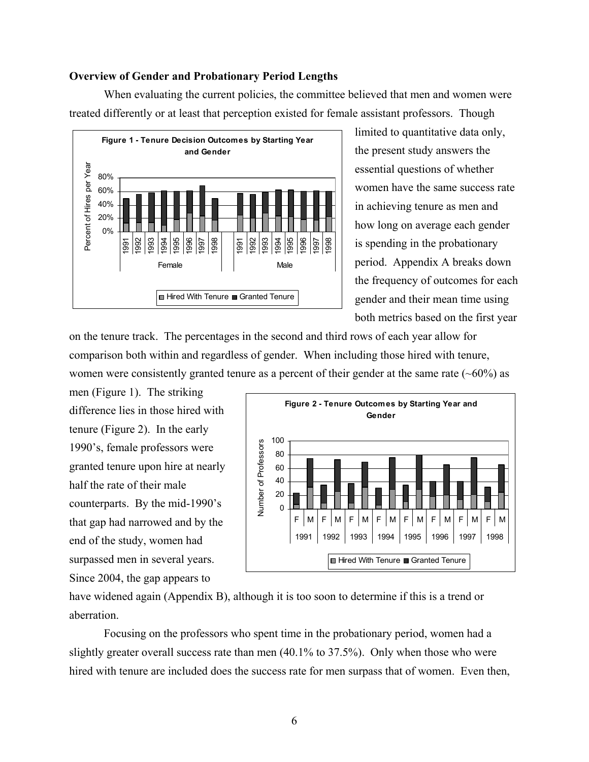**Overview of Gender and Probationary Period Lengths**

When evaluating the current policies, the committee believed that men and women were treated differently or at least that perception existed for female assistant professors. Though limited to quantitative data only, the present study answers the essential questions of whether women have the same success rate in achieving tenure as men and how long on average each gender is spending in the probationary period. Appendix A breaks down the frequency of outcomes for each gender and their mean time using both metrics based on the first year on the tenure track. The percentages in the second and third rows of each year allow for comparison both within and regardless of gender. When including those hired with tenure, women were consistently granted tenure as a percent of their gender at the same rate (~60%) as men (Figure 1). The striking difference lies in those hired with tenure (Figure 2). In the early 1990's, female professors were granted tenure upon hire at nearly half the rate of their male counterparts. By the mid-1990's that gap had narrowed and by the end of the study, women had surpassed men in several years. Since 2004, the gap appears to have widened again (Appendix B), although it is too soon to determine if this is a trend or aberration.

Figure 1 - Tenure Decision Outcomes by Starting Year and Gender

Figure 2 - Tenure Outcomes by Starting Year and Gender

Focusing on the professors who spent time in the probationary period, women had a slightly greater overall success rate than men (40.1% to 37.5%). Only when those who were hired with tenure are included does the success rate for men surpass that of women. Even then,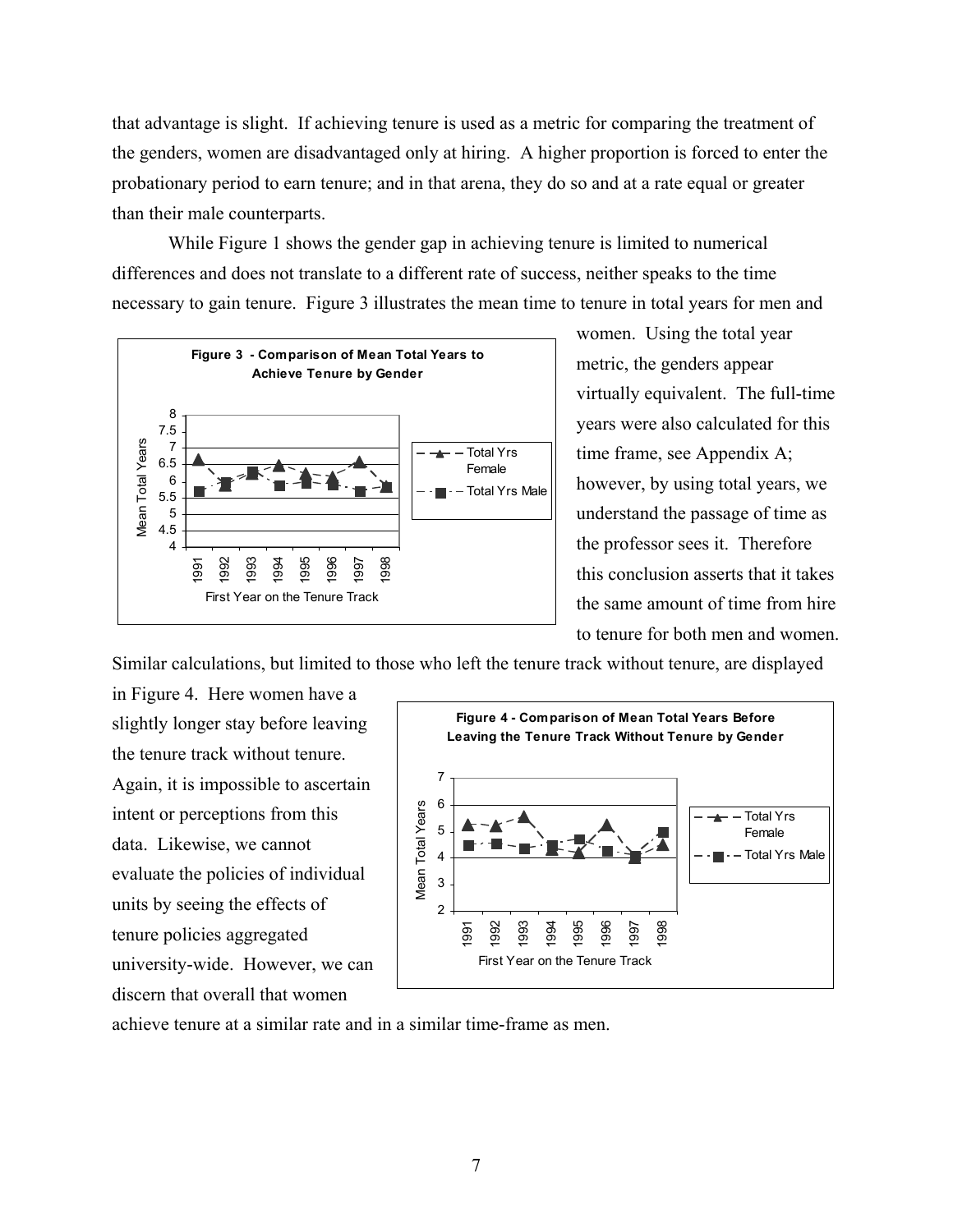that advantage is slight. If achieving tenure is used as a metric for comparing the treatment of the genders, women are disadvantaged only at hiring. A higher proportion is forced to enter the probationary period to earn tenure; and in that arena, they do so and at a rate equal or greater than their male counterparts.

While Figure 1 shows the gender gap in achieving tenure is limited to numerical differences and does not translate to a different rate of success, neither speaks to the time necessary to gain tenure. Figure 3 illustrates the mean time to tenure in total years for men and women. Using the total year metric, the genders appear virtually equivalent. The full-time years were also calculated for this time frame, see Appendix A; however, by using total years, we understand the passage of time as the professor sees it. Therefore this conclusion asserts that it takes the same amount of time from hire to tenure for both men and women.

**Figure 3 - Comparison of Mean Total Years to Achieve Tenure by Gender**

Similar calculations, but limited to those who left the tenure track without tenure, are displayed in Figure 4. Here women have a slightly longer stay before leaving the tenure track without tenure. Again, it is impossible to ascertain intent or perceptions from this data. Likewise, we cannot evaluate the policies of individual units by seeing the effects of tenure policies aggregated university-wide. However, we can discern that overall that women achieve tenure at a similar rate and in a similar time-frame as men.

**Figure 4 - Comparison of Mean Total Years Before Leaving the Tenure Track Without Tenure by Gender**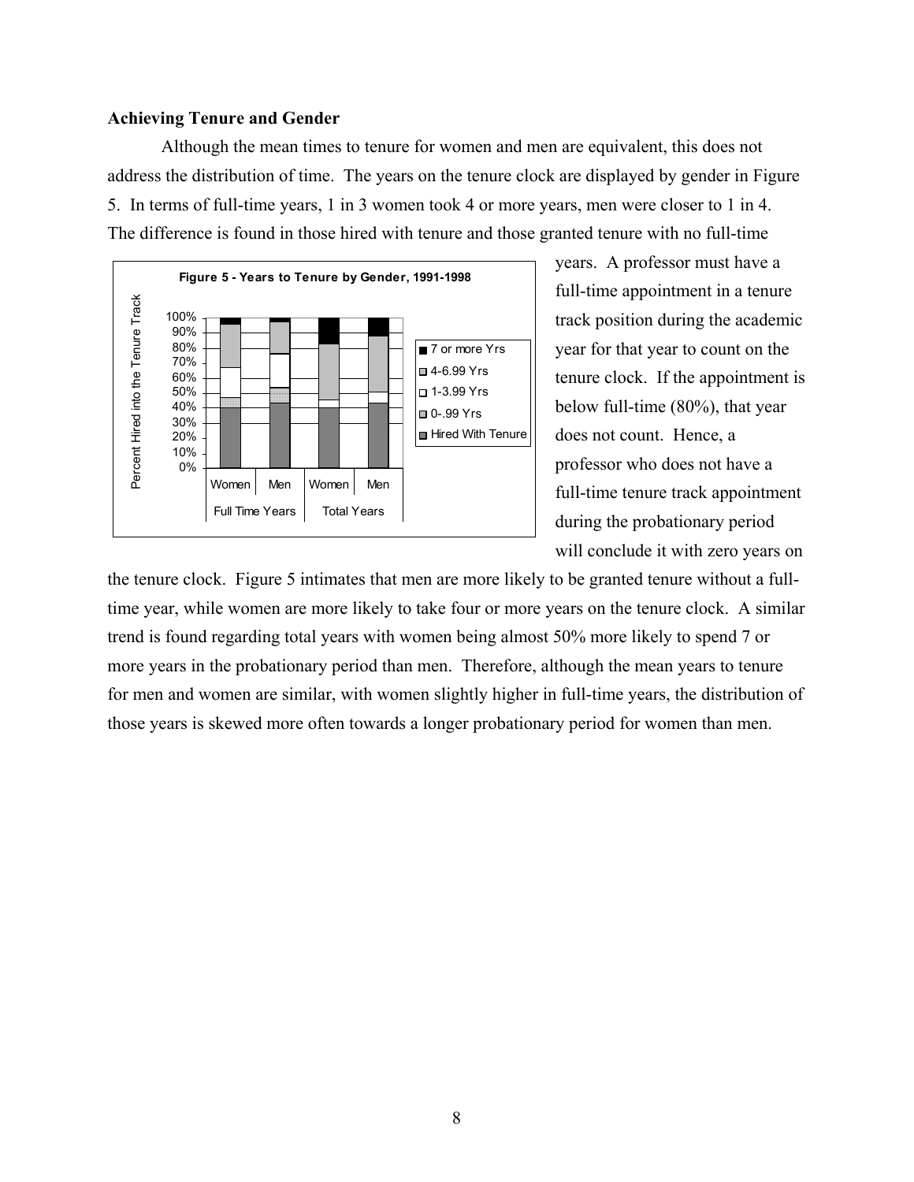**Achieving Tenure and Gender**

Although the mean times to tenure for women and men are equivalent, this does not address the distribution of time. The years on the tenure clock are displayed by gender in Figure 5. In terms of full-time years, 1 in 3 women took 4 or more years, men were closer to 1 in 4. The difference is found in those hired with tenure and those granted tenure with no full-time years. A professor must have a full-time appointment in a tenure track position during the academic year for that year to count on the tenure clock. If the appointment is below full-time (80%), that year does not count. Hence, a professor who does not have a full-time tenure track appointment during the probationary period will conclude it with zero years on the tenure clock. Figure 5 intimates that men are more likely to be granted tenure without a full-time year, while women are more likely to take four or more years on the tenure clock. A similar trend is found regarding total years with women being almost 50% more likely to spend 7 or more years in the probationary period than men. Therefore, although the mean years to tenure for men and women are similar, with women slightly higher in full-time years, the distribution of those years is skewed more often towards a longer probationary period for women than men.

Figure 5 - Years to Tenure by Gender, 1991-1998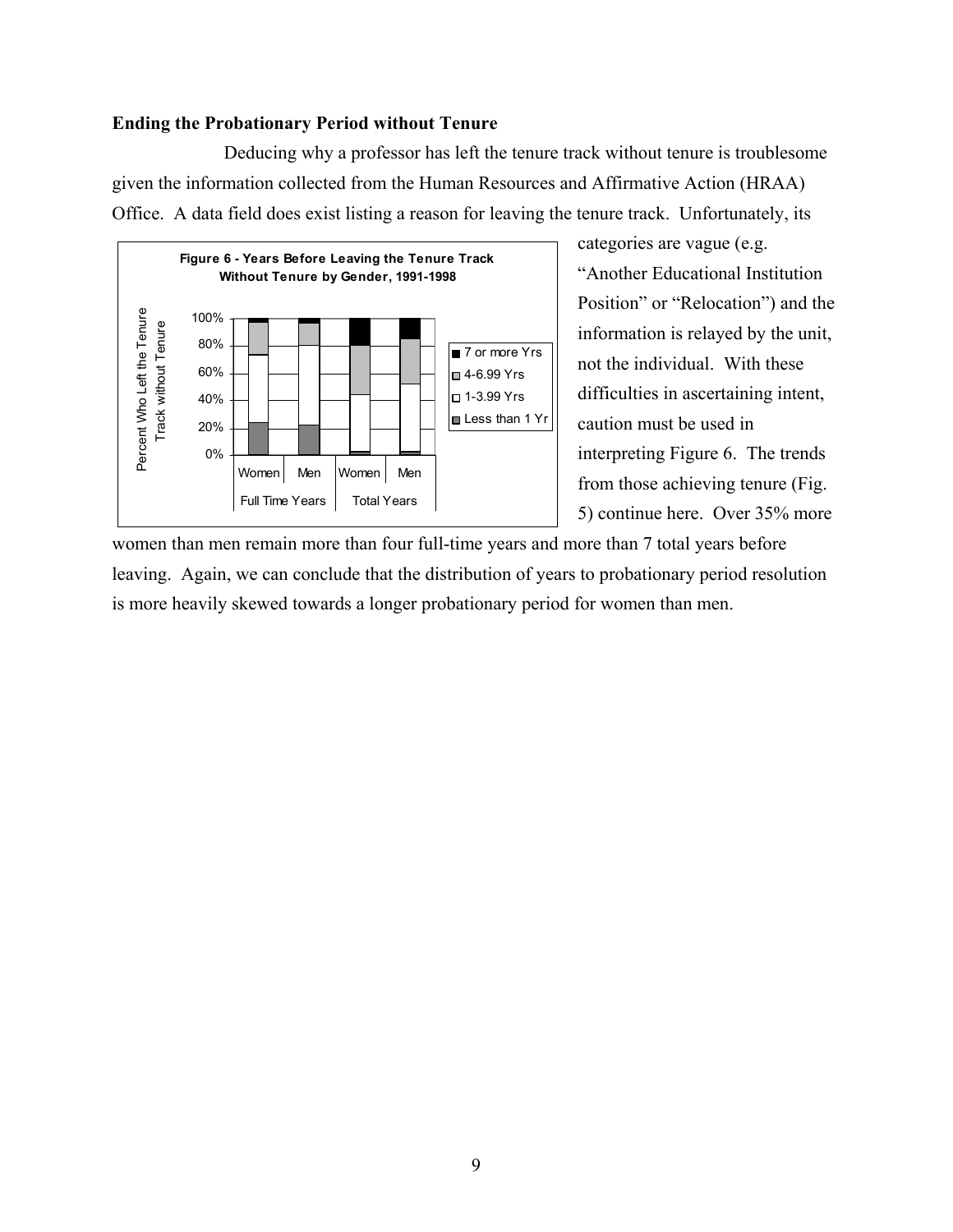### Ending the Probationary Period without Tenure

Deducing why a professor has left the tenure track without tenure is troublesome given the information collected from the Human Resources and Affirmative Action (HRAA) Office. A data field does exist listing a reason for leaving the tenure track. Unfortunately, its categories are vague (e.g. "Another Educational Institution Position" or "Relocation") and the information is relayed by the unit, not the individual. With these difficulties in ascertaining intent, caution must be used in interpreting Figure 6. The trends from those achieving tenure (Fig. 5) continue here. Over 35% more women than men remain more than four full-time years and more than 7 total years before leaving. Again, we can conclude that the distribution of years to probationary period resolution is more heavily skewed towards a longer probationary period for women than men.

**Figure 6 - Years Before Leaving the Tenure Track Without Tenure by Gender, 1991-1998**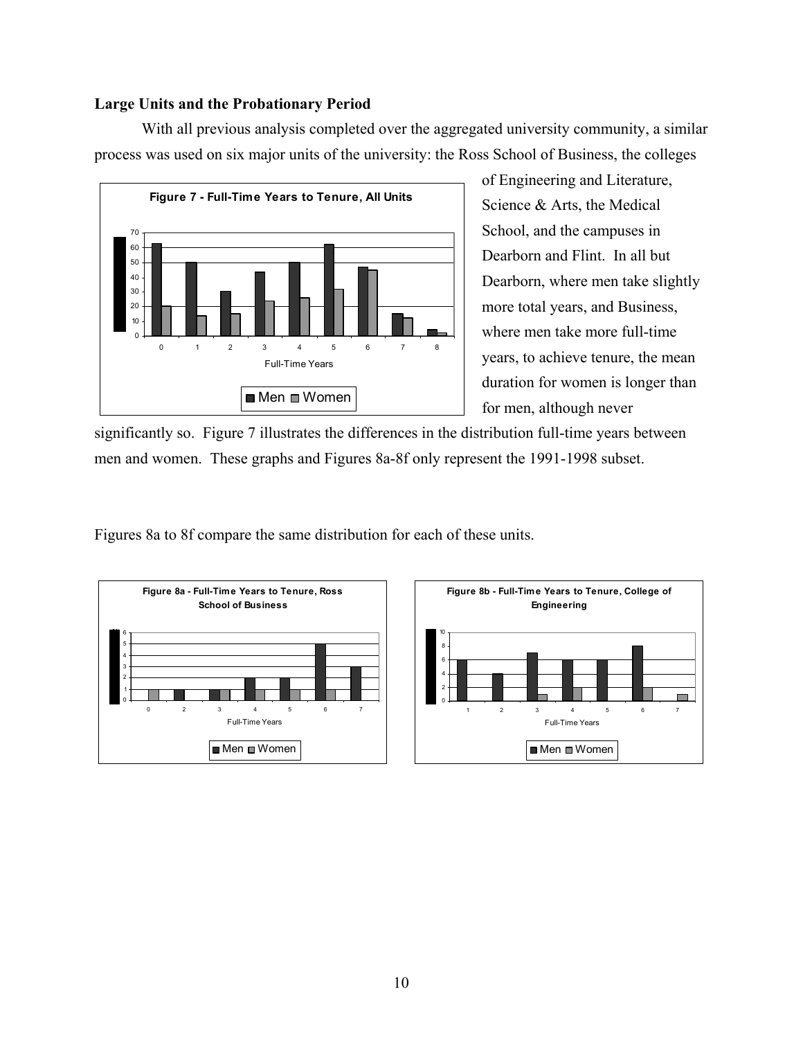### Large Units and the Probationary Period

With all previous analysis completed over the aggregated university community, a similar process was used on six major units of the university: the Ross School of Business, the colleges of Engineering and Literature, Science & Arts, the Medical School, and the campuses in Dearborn and Flint. In all but Dearborn, where men take slightly more total years, and Business, where men take more full-time years, to achieve tenure, the mean duration for women is longer than for men, although never significantly so. Figure 7 illustrates the differences in the distribution full-time years between men and women. These graphs and Figures 8a-8f only represent the 1991-1998 subset.

**Figure 7 - Full-Time Years to Tenure, All Units**

Figures 8a to 8f compare the same distribution for each of these units.

**Figure 8a - Full-Time Years to Tenure, Ross School of Business**

**Figure 8b - Full-Time Years to Tenure, College of Engineering**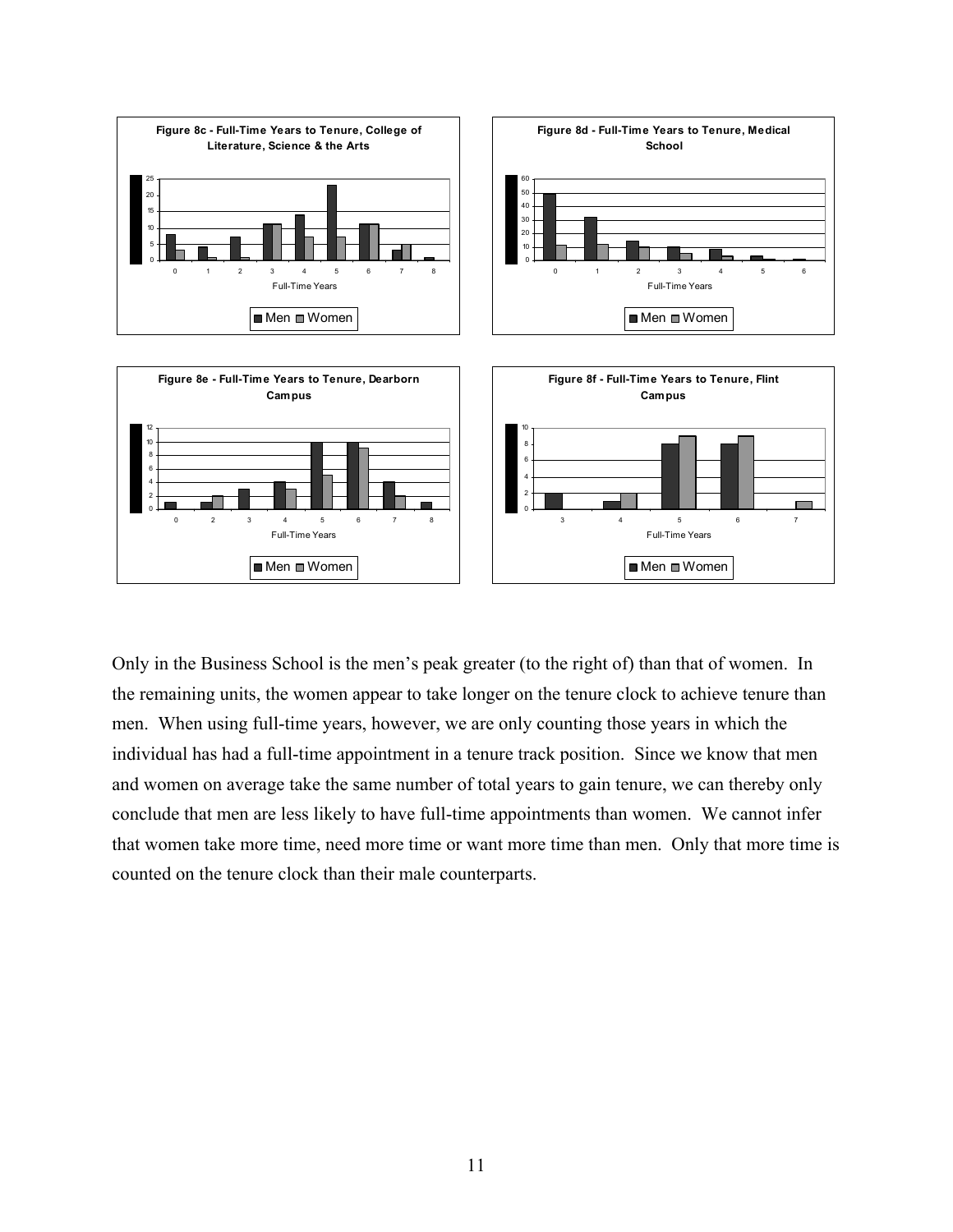**Figure 8c - Full-Time Years to Tenure, College of Literature, Science & the Arts**

**Figure 8d - Full-Time Years to Tenure, Medical School**

**Figure 8e - Full-Time Years to Tenure, Dearborn Campus**

**Figure 8f - Full-Time Years to Tenure, Flint Campus**

Only in the Business School is the men's peak greater (to the right of) than that of women. In the remaining units, the women appear to take longer on the tenure clock to achieve tenure than men. When using full-time years, however, we are only counting those years in which the individual has had a full-time appointment in a tenure track position. Since we know that men and women on average take the same number of total years to gain tenure, we can thereby only conclude that men are less likely to have full-time appointments than women. We cannot infer that women take more time, need more time or want more time than men. Only that more time is counted on the tenure clock than their male counterparts.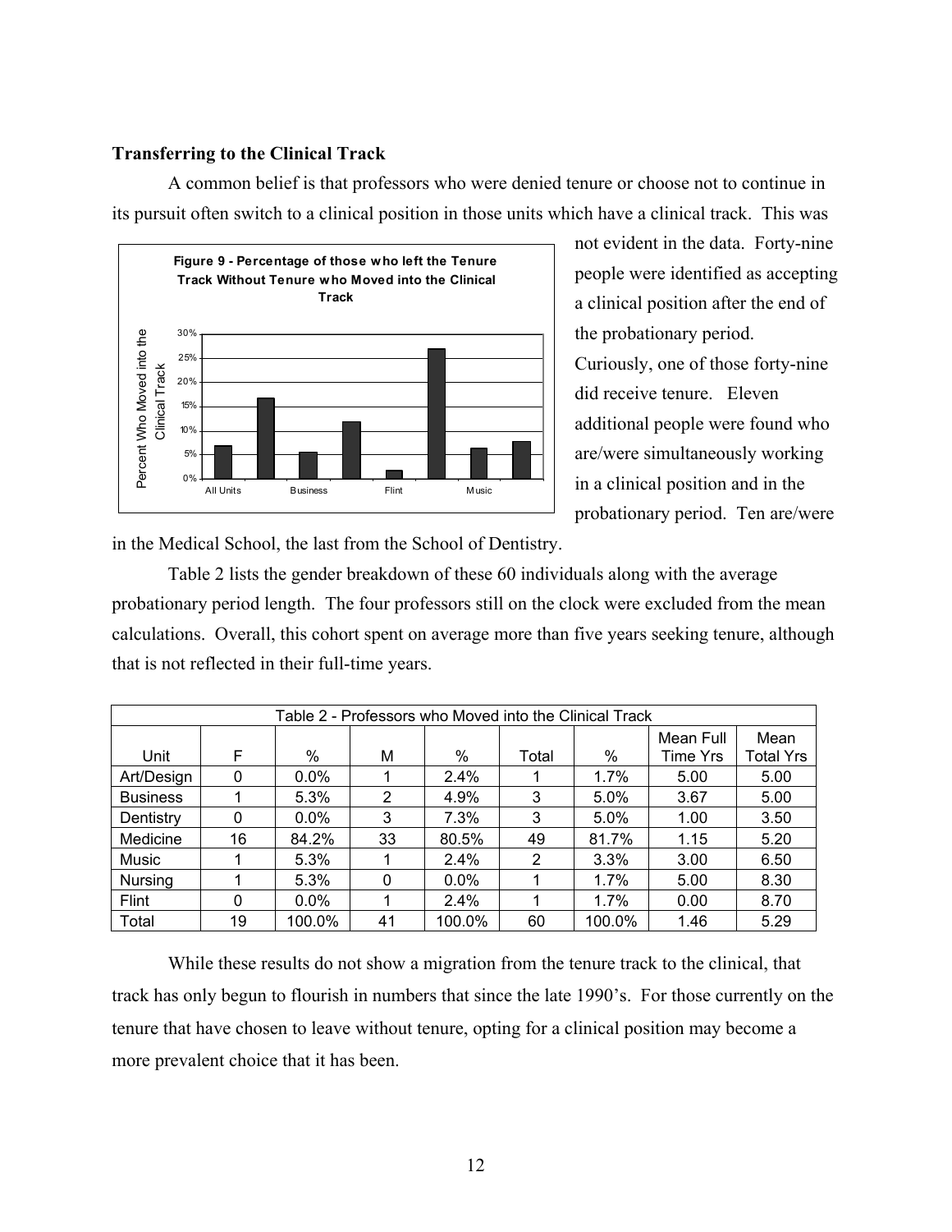### Transferring to the Clinical Track

A common belief is that professors who were denied tenure or choose not to continue in its pursuit often switch to a clinical position in those units which have a clinical track. This was not evident in the data. Forty-nine people were identified as accepting a clinical position after the end of the probationary period. Curiously, one of those forty-nine did receive tenure. Eleven additional people were found who are/were simultaneously working in a clinical position and in the probationary period. Ten are/were in the Medical School, the last from the School of Dentistry.

**Figure 9 - Percentage of those who left the Tenure Track Without Tenure who Moved into the Clinical Track**

Table 2 lists the gender breakdown of these 60 individuals along with the average probationary period length. The four professors still on the clock were excluded from the mean calculations. Overall, this cohort spent on average more than five years seeking tenure, although that is not reflected in their full-time years.

| Table 2 - Professors who Moved into the Clinical Track | | | | | | | | |
|---|---|---|---|---|---|---|---|---|
| Unit | F | % | M | % | Total | % | Mean Full Time Yrs | Mean Total Yrs |
| Art/Design | 0 | 0.0% | 1 | 2.4% | 1 | 1.7% | 5.00 | 5.00 |
| Business | 1 | 5.3% | 2 | 4.9% | 3 | 5.0% | 3.67 | 5.00 |
| Dentistry | 0 | 0.0% | 3 | 7.3% | 3 | 5.0% | 1.00 | 3.50 |
| Medicine | 16 | 84.2% | 33 | 80.5% | 49 | 81.7% | 1.15 | 5.20 |
| Music | 1 | 5.3% | 1 | 2.4% | 2 | 3.3% | 3.00 | 6.50 |
| Nursing | 1 | 5.3% | 0 | 0.0% | 1 | 1.7% | 5.00 | 8.30 |
| Flint | 0 | 0.0% | 1 | 2.4% | 1 | 1.7% | 0.00 | 8.70 |
| Total | 19 | 100.0% | 41 | 100.0% | 60 | 100.0% | 1.46 | 5.29 |

While these results do not show a migration from the tenure track to the clinical, that track has only begun to flourish in numbers that since the late 1990's. For those currently on the tenure that have chosen to leave without tenure, opting for a clinical position may become a more prevalent choice that it has been.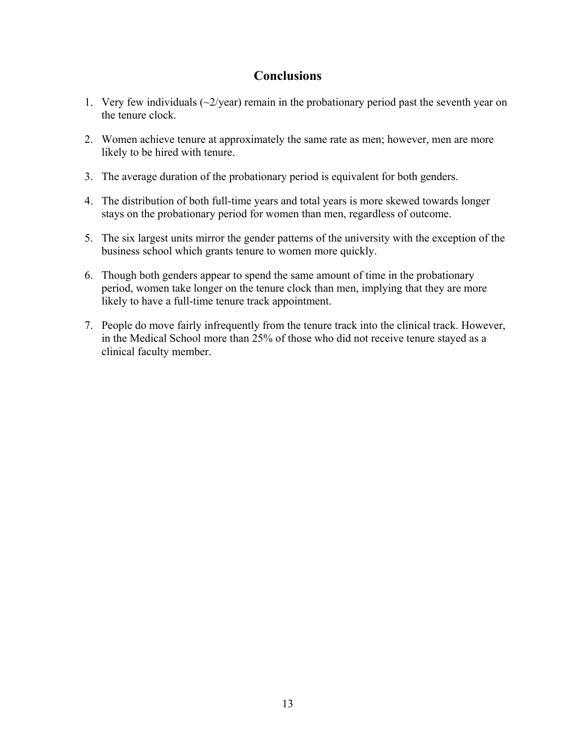## Conclusions

1. Very few individuals (~2/year) remain in the probationary period past the seventh year on the tenure clock.

2. Women achieve tenure at approximately the same rate as men; however, men are more likely to be hired with tenure.

3. The average duration of the probationary period is equivalent for both genders.

4. The distribution of both full-time years and total years is more skewed towards longer stays on the probationary period for women than men, regardless of outcome.

5. The six largest units mirror the gender patterns of the university with the exception of the business school which grants tenure to women more quickly.

6. Though both genders appear to spend the same amount of time in the probationary period, women take longer on the tenure clock than men, implying that they are more likely to have a full-time tenure track appointment.

7. People do move fairly infrequently from the tenure track into the clinical track. However, in the Medical School more than 25% of those who did not receive tenure stayed as a clinical faculty member.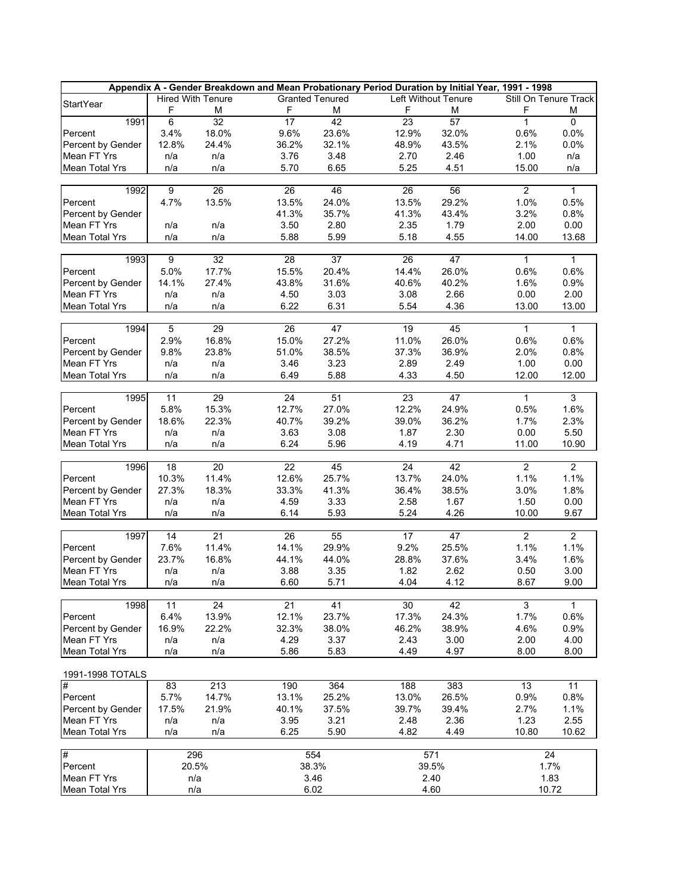## Appendix A - Gender Breakdown and Mean Probationary Period Duration by Initial Year, 1991 - 1998

| StartYear | Hired With Tenure | | Granted Tenured | | Left Without Tenure | | Still On Tenure Track | |
|---|---|---|---|---|---|---|---|---|
| | F | M | F | M | F | M | F | M |
| 1991 | 6 | 32 | 17 | 42 | 23 | 57 | 1 | 0 |
| Percent | 3.4% | 18.0% | 9.6% | 23.6% | 12.9% | 32.0% | 0.6% | 0.0% |
| Percent by Gender | 12.8% | 24.4% | 36.2% | 32.1% | 48.9% | 43.5% | 2.1% | 0.0% |
| Mean FT Yrs | n/a | n/a | 3.76 | 3.48 | 2.70 | 2.46 | 1.00 | n/a |
| Mean Total Yrs | n/a | n/a | 5.70 | 6.65 | 5.25 | 4.51 | 15.00 | n/a |
| 1992 | 9 | 26 | 26 | 46 | 26 | 56 | 2 | 1 |
| Percent | 4.7% | 13.5% | 13.5% | 24.0% | 13.5% | 29.2% | 1.0% | 0.5% |
| Percent by Gender | | | 41.3% | 35.7% | 41.3% | 43.4% | 3.2% | 0.8% |
| Mean FT Yrs | n/a | n/a | 3.50 | 2.80 | 2.35 | 1.79 | 2.00 | 0.00 |
| Mean Total Yrs | n/a | n/a | 5.88 | 5.99 | 5.18 | 4.55 | 14.00 | 13.68 |
| 1993 | 9 | 32 | 28 | 37 | 26 | 47 | 1 | 1 |
| Percent | 5.0% | 17.7% | 15.5% | 20.4% | 14.4% | 26.0% | 0.6% | 0.6% |
| Percent by Gender | 14.1% | 27.4% | 43.8% | 31.6% | 40.6% | 40.2% | 1.6% | 0.9% |
| Mean FT Yrs | n/a | n/a | 4.50 | 3.03 | 3.08 | 2.66 | 0.00 | 2.00 |
| Mean Total Yrs | n/a | n/a | 6.22 | 6.31 | 5.54 | 4.36 | 13.00 | 13.00 |
| 1994 | 5 | 29 | 26 | 47 | 19 | 45 | 1 | 1 |
| Percent | 2.9% | 16.8% | 15.0% | 27.2% | 11.0% | 26.0% | 0.6% | 0.6% |
| Percent by Gender | 9.8% | 23.8% | 51.0% | 38.5% | 37.3% | 36.9% | 2.0% | 0.8% |
| Mean FT Yrs | n/a | n/a | 3.46 | 3.23 | 2.89 | 2.49 | 1.00 | 0.00 |
| Mean Total Yrs | n/a | n/a | 6.49 | 5.88 | 4.33 | 4.50 | 12.00 | 12.00 |
| 1995 | 11 | 29 | 24 | 51 | 23 | 47 | 1 | 3 |
| Percent | 5.8% | 15.3% | 12.7% | 27.0% | 12.2% | 24.9% | 0.5% | 1.6% |
| Percent by Gender | 18.6% | 22.3% | 40.7% | 39.2% | 39.0% | 36.2% | 1.7% | 2.3% |
| Mean FT Yrs | n/a | n/a | 3.63 | 3.08 | 1.87 | 2.30 | 0.00 | 5.50 |
| Mean Total Yrs | n/a | n/a | 6.24 | 5.96 | 4.19 | 4.71 | 11.00 | 10.90 |
| 1996 | 18 | 20 | 22 | 45 | 24 | 42 | 2 | 2 |
| Percent | 10.3% | 11.4% | 12.6% | 25.7% | 13.7% | 24.0% | 1.1% | 1.1% |
| Percent by Gender | 27.3% | 18.3% | 33.3% | 41.3% | 36.4% | 38.5% | 3.0% | 1.8% |
| Mean FT Yrs | n/a | n/a | 4.59 | 3.33 | 2.58 | 1.67 | 1.50 | 0.00 |
| Mean Total Yrs | n/a | n/a | 6.14 | 5.93 | 5.24 | 4.26 | 10.00 | 9.67 |
| 1997 | 14 | 21 | 26 | 55 | 17 | 47 | 2 | 2 |
| Percent | 7.6% | 11.4% | 14.1% | 29.9% | 9.2% | 25.5% | 1.1% | 1.1% |
| Percent by Gender | 23.7% | 16.8% | 44.1% | 44.0% | 28.8% | 37.6% | 3.4% | 1.6% |
| Mean FT Yrs | n/a | n/a | 3.88 | 3.35 | 1.82 | 2.62 | 0.50 | 3.00 |
| Mean Total Yrs | n/a | n/a | 6.60 | 5.71 | 4.04 | 4.12 | 8.67 | 9.00 |
| 1998 | 11 | 24 | 21 | 41 | 30 | 42 | 3 | 1 |
| Percent | 6.4% | 13.9% | 12.1% | 23.7% | 17.3% | 24.3% | 1.7% | 0.6% |
| Percent by Gender | 16.9% | 22.2% | 32.3% | 38.0% | 46.2% | 38.9% | 4.6% | 0.9% |
| Mean FT Yrs | n/a | n/a | 4.29 | 3.37 | 2.43 | 3.00 | 2.00 | 4.00 |
| Mean Total Yrs | n/a | n/a | 5.86 | 5.83 | 4.49 | 4.97 | 8.00 | 8.00 |

1991-1998 TOTALS

| | Hired With Tenure F | Hired With Tenure M | Granted Tenured F | Granted Tenured M | Left Without Tenure F | Left Without Tenure M | Still On Tenure Track F | Still On Tenure Track M |
|---|---|---|---|---|---|---|---|---|
| # | 83 | 213 | 190 | 364 | 188 | 383 | 13 | 11 |
| Percent | 5.7% | 14.7% | 13.1% | 25.2% | 13.0% | 26.5% | 0.9% | 0.8% |
| Percent by Gender | 17.5% | 21.9% | 40.1% | 37.5% | 39.7% | 39.4% | 2.7% | 1.1% |
| Mean FT Yrs | n/a | n/a | 3.95 | 3.21 | 2.48 | 2.36 | 1.23 | 2.55 |
| Mean Total Yrs | n/a | n/a | 6.25 | 5.90 | 4.82 | 4.49 | 10.80 | 10.62 |

| | Hired With Tenure | Granted Tenured | Left Without Tenure | Still On Tenure Track |
|---|---|---|---|---|
| # | 296 | 554 | 571 | 24 |
| Percent | 20.5% | 38.3% | 39.5% | 1.7% |
| Mean FT Yrs | n/a | 3.46 | 2.40 | 1.83 |
| Mean Total Yrs | n/a | 6.02 | 4.60 | 10.72 |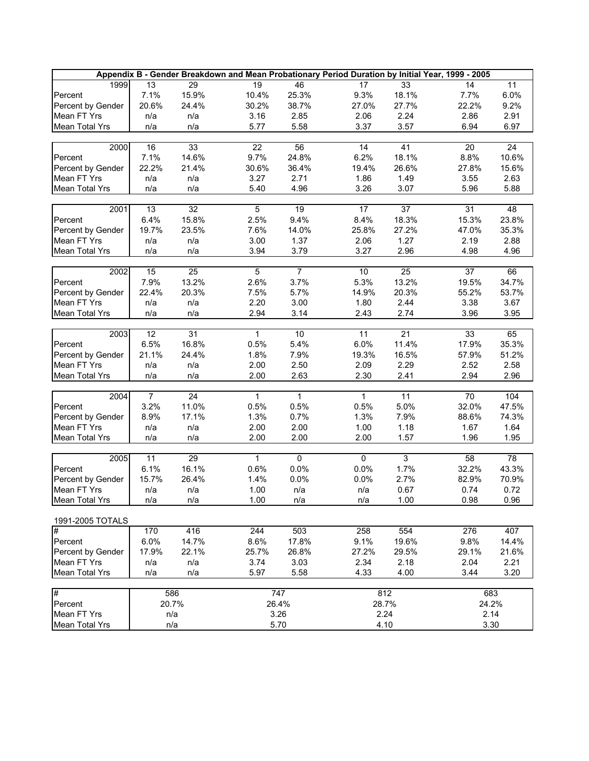# Appendix B - Gender Breakdown and Mean Probationary Period Duration by Initial Year, 1999 - 2005

| 1999 | 13 | 29 | 19 | 46 | 17 | 33 | 14 | 11 |
|---|---|---|---|---|---|---|---|---|
| Percent | 7.1% | 15.9% | 10.4% | 25.3% | 9.3% | 18.1% | 7.7% | 6.0% |
| Percent by Gender | 20.6% | 24.4% | 30.2% | 38.7% | 27.0% | 27.7% | 22.2% | 9.2% |
| Mean FT Yrs | n/a | n/a | 3.16 | 2.85 | 2.06 | 2.24 | 2.86 | 2.91 |
| Mean Total Yrs | n/a | n/a | 5.77 | 5.58 | 3.37 | 3.57 | 6.94 | 6.97 |

| 2000 | 16 | 33 | 22 | 56 | 14 | 41 | 20 | 24 |
|---|---|---|---|---|---|---|---|---|
| Percent | 7.1% | 14.6% | 9.7% | 24.8% | 6.2% | 18.1% | 8.8% | 10.6% |
| Percent by Gender | 22.2% | 21.4% | 30.6% | 36.4% | 19.4% | 26.6% | 27.8% | 15.6% |
| Mean FT Yrs | n/a | n/a | 3.27 | 2.71 | 1.86 | 1.49 | 3.55 | 2.63 |
| Mean Total Yrs | n/a | n/a | 5.40 | 4.96 | 3.26 | 3.07 | 5.96 | 5.88 |

| 2001 | 13 | 32 | 5 | 19 | 17 | 37 | 31 | 48 |
|---|---|---|---|---|---|---|---|---|
| Percent | 6.4% | 15.8% | 2.5% | 9.4% | 8.4% | 18.3% | 15.3% | 23.8% |
| Percent by Gender | 19.7% | 23.5% | 7.6% | 14.0% | 25.8% | 27.2% | 47.0% | 35.3% |
| Mean FT Yrs | n/a | n/a | 3.00 | 1.37 | 2.06 | 1.27 | 2.19 | 2.88 |
| Mean Total Yrs | n/a | n/a | 3.94 | 3.79 | 3.27 | 2.96 | 4.98 | 4.96 |

| 2002 | 15 | 25 | 5 | 7 | 10 | 25 | 37 | 66 |
|---|---|---|---|---|---|---|---|---|
| Percent | 7.9% | 13.2% | 2.6% | 3.7% | 5.3% | 13.2% | 19.5% | 34.7% |
| Percent by Gender | 22.4% | 20.3% | 7.5% | 5.7% | 14.9% | 20.3% | 55.2% | 53.7% |
| Mean FT Yrs | n/a | n/a | 2.20 | 3.00 | 1.80 | 2.44 | 3.38 | 3.67 |
| Mean Total Yrs | n/a | n/a | 2.94 | 3.14 | 2.43 | 2.74 | 3.96 | 3.95 |

| 2003 | 12 | 31 | 1 | 10 | 11 | 21 | 33 | 65 |
|---|---|---|---|---|---|---|---|---|
| Percent | 6.5% | 16.8% | 0.5% | 5.4% | 6.0% | 11.4% | 17.9% | 35.3% |
| Percent by Gender | 21.1% | 24.4% | 1.8% | 7.9% | 19.3% | 16.5% | 57.9% | 51.2% |
| Mean FT Yrs | n/a | n/a | 2.00 | 2.50 | 2.09 | 2.29 | 2.52 | 2.58 |
| Mean Total Yrs | n/a | n/a | 2.00 | 2.63 | 2.30 | 2.41 | 2.94 | 2.96 |

| 2004 | 7 | 24 | 1 | 1 | 1 | 11 | 70 | 104 |
|---|---|---|---|---|---|---|---|---|
| Percent | 3.2% | 11.0% | 0.5% | 0.5% | 0.5% | 5.0% | 32.0% | 47.5% |
| Percent by Gender | 8.9% | 17.1% | 1.3% | 0.7% | 1.3% | 7.9% | 88.6% | 74.3% |
| Mean FT Yrs | n/a | n/a | 2.00 | 2.00 | 1.00 | 1.18 | 1.67 | 1.64 |
| Mean Total Yrs | n/a | n/a | 2.00 | 2.00 | 2.00 | 1.57 | 1.96 | 1.95 |

| 2005 | 11 | 29 | 1 | 0 | 0 | 3 | 58 | 78 |
|---|---|---|---|---|---|---|---|---|
| Percent | 6.1% | 16.1% | 0.6% | 0.0% | 0.0% | 1.7% | 32.2% | 43.3% |
| Percent by Gender | 15.7% | 26.4% | 1.4% | 0.0% | 0.0% | 2.7% | 82.9% | 70.9% |
| Mean FT Yrs | n/a | n/a | 1.00 | n/a | n/a | 0.67 | 0.74 | 0.72 |
| Mean Total Yrs | n/a | n/a | 1.00 | n/a | n/a | 1.00 | 0.98 | 0.96 |

1991-2005 TOTALS

| # | 170 | 416 | 244 | 503 | 258 | 554 | 276 | 407 |
|---|---|---|---|---|---|---|---|---|
| Percent | 6.0% | 14.7% | 8.6% | 17.8% | 9.1% | 19.6% | 9.8% | 14.4% |
| Percent by Gender | 17.9% | 22.1% | 25.7% | 26.8% | 27.2% | 29.5% | 29.1% | 21.6% |
| Mean FT Yrs | n/a | n/a | 3.74 | 3.03 | 2.34 | 2.18 | 2.04 | 2.21 |
| Mean Total Yrs | n/a | n/a | 5.97 | 5.58 | 4.33 | 4.00 | 3.44 | 3.20 |

| # | 586 | 747 | 812 | 683 |
|---|---|---|---|---|
| Percent | 20.7% | 26.4% | 28.7% | 24.2% |
| Mean FT Yrs | n/a | 3.26 | 2.24 | 2.14 |
| Mean Total Yrs | n/a | 5.70 | 4.10 | 3.30 |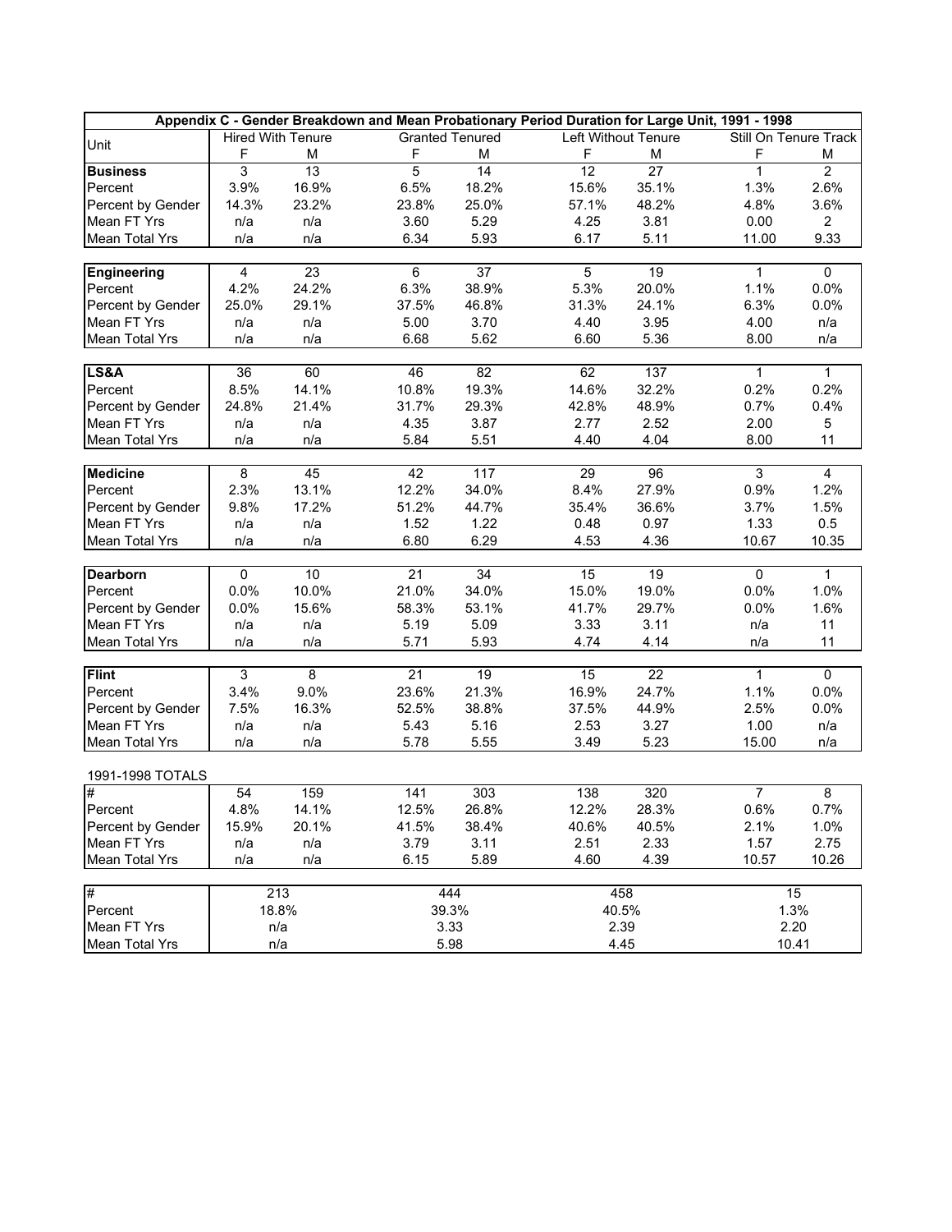**Appendix C - Gender Breakdown and Mean Probationary Period Duration for Large Unit, 1991 - 1998**

| Unit | Hired With Tenure | | Granted Tenured | | Left Without Tenure | | Still On Tenure Track | |
|---|---|---|---|---|---|---|---|---|
| | F | M | F | M | F | M | F | M |
| **Business** | 3 | 13 | 5 | 14 | 12 | 27 | 1 | 2 |
| Percent | 3.9% | 16.9% | 6.5% | 18.2% | 15.6% | 35.1% | 1.3% | 2.6% |
| Percent by Gender | 14.3% | 23.2% | 23.8% | 25.0% | 57.1% | 48.2% | 4.8% | 3.6% |
| Mean FT Yrs | n/a | n/a | 3.60 | 5.29 | 4.25 | 3.81 | 0.00 | 2 |
| Mean Total Yrs | n/a | n/a | 6.34 | 5.93 | 6.17 | 5.11 | 11.00 | 9.33 |
| **Engineering** | 4 | 23 | 6 | 37 | 5 | 19 | 1 | 0 |
| Percent | 4.2% | 24.2% | 6.3% | 38.9% | 5.3% | 20.0% | 1.1% | 0.0% |
| Percent by Gender | 25.0% | 29.1% | 37.5% | 46.8% | 31.3% | 24.1% | 6.3% | 0.0% |
| Mean FT Yrs | n/a | n/a | 5.00 | 3.70 | 4.40 | 3.95 | 4.00 | n/a |
| Mean Total Yrs | n/a | n/a | 6.68 | 5.62 | 6.60 | 5.36 | 8.00 | n/a |
| **LS&A** | 36 | 60 | 46 | 82 | 62 | 137 | 1 | 1 |
| Percent | 8.5% | 14.1% | 10.8% | 19.3% | 14.6% | 32.2% | 0.2% | 0.2% |
| Percent by Gender | 24.8% | 21.4% | 31.7% | 29.3% | 42.8% | 48.9% | 0.7% | 0.4% |
| Mean FT Yrs | n/a | n/a | 4.35 | 3.87 | 2.77 | 2.52 | 2.00 | 5 |
| Mean Total Yrs | n/a | n/a | 5.84 | 5.51 | 4.40 | 4.04 | 8.00 | 11 |
| **Medicine** | 8 | 45 | 42 | 117 | 29 | 96 | 3 | 4 |
| Percent | 2.3% | 13.1% | 12.2% | 34.0% | 8.4% | 27.9% | 0.9% | 1.2% |
| Percent by Gender | 9.8% | 17.2% | 51.2% | 44.7% | 35.4% | 36.6% | 3.7% | 1.5% |
| Mean FT Yrs | n/a | n/a | 1.52 | 1.22 | 0.48 | 0.97 | 1.33 | 0.5 |
| Mean Total Yrs | n/a | n/a | 6.80 | 6.29 | 4.53 | 4.36 | 10.67 | 10.35 |
| **Dearborn** | 0 | 10 | 21 | 34 | 15 | 19 | 0 | 1 |
| Percent | 0.0% | 10.0% | 21.0% | 34.0% | 15.0% | 19.0% | 0.0% | 1.0% |
| Percent by Gender | 0.0% | 15.6% | 58.3% | 53.1% | 41.7% | 29.7% | 0.0% | 1.6% |
| Mean FT Yrs | n/a | n/a | 5.19 | 5.09 | 3.33 | 3.11 | n/a | 11 |
| Mean Total Yrs | n/a | n/a | 5.71 | 5.93 | 4.74 | 4.14 | n/a | 11 |
| **Flint** | 3 | 8 | 21 | 19 | 15 | 22 | 1 | 0 |
| Percent | 3.4% | 9.0% | 23.6% | 21.3% | 16.9% | 24.7% | 1.1% | 0.0% |
| Percent by Gender | 7.5% | 16.3% | 52.5% | 38.8% | 37.5% | 44.9% | 2.5% | 0.0% |
| Mean FT Yrs | n/a | n/a | 5.43 | 5.16 | 2.53 | 3.27 | 1.00 | n/a |
| Mean Total Yrs | n/a | n/a | 5.78 | 5.55 | 3.49 | 5.23 | 15.00 | n/a |

1991-1998 TOTALS

| | Hired With Tenure F | Hired With Tenure M | Granted Tenured F | Granted Tenured M | Left Without Tenure F | Left Without Tenure M | Still On Tenure Track F | Still On Tenure Track M |
|---|---|---|---|---|---|---|---|---|
| # | 54 | 159 | 141 | 303 | 138 | 320 | 7 | 8 |
| Percent | 4.8% | 14.1% | 12.5% | 26.8% | 12.2% | 28.3% | 0.6% | 0.7% |
| Percent by Gender | 15.9% | 20.1% | 41.5% | 38.4% | 40.6% | 40.5% | 2.1% | 1.0% |
| Mean FT Yrs | n/a | n/a | 3.79 | 3.11 | 2.51 | 2.33 | 1.57 | 2.75 |
| Mean Total Yrs | n/a | n/a | 6.15 | 5.89 | 4.60 | 4.39 | 10.57 | 10.26 |

| | Hired With Tenure | Granted Tenured | Left Without Tenure | Still On Tenure Track |
|---|---|---|---|---|
| # | 213 | 444 | 458 | 15 |
| Percent | 18.8% | 39.3% | 40.5% | 1.3% |
| Mean FT Yrs | n/a | 3.33 | 2.39 | 2.20 |
| Mean Total Yrs | n/a | 5.98 | 4.45 | 10.41 |